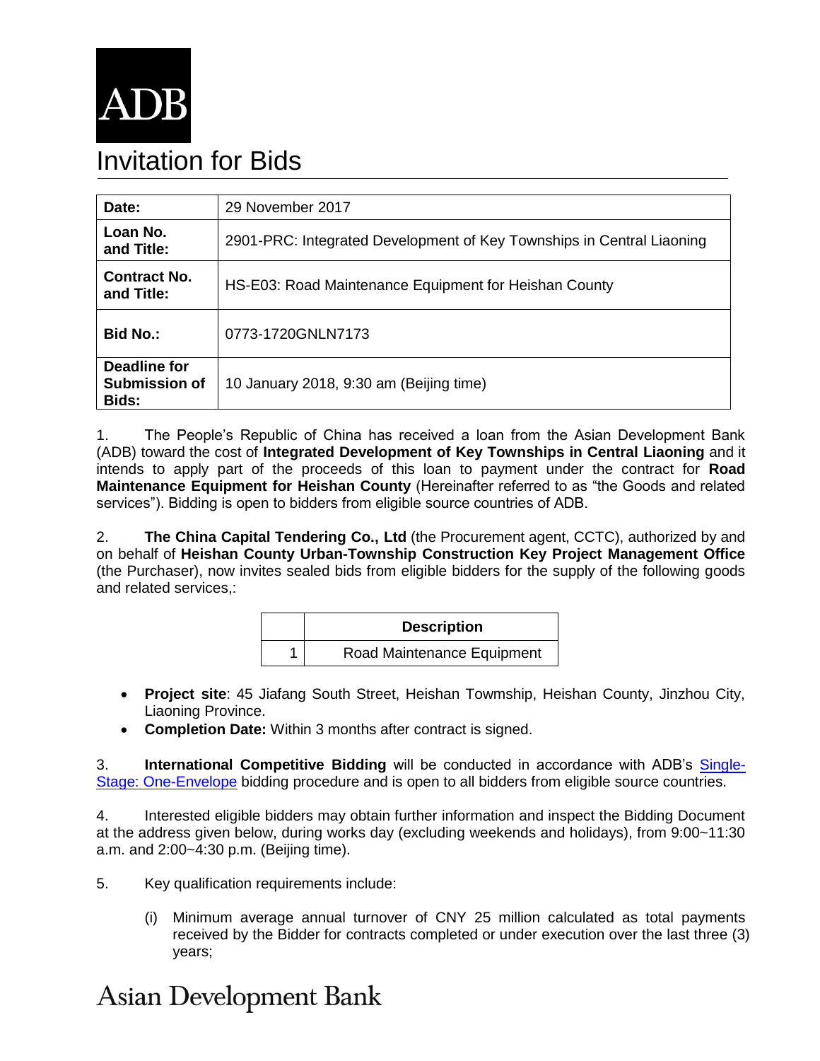ADB

# Invitation for Bids

| | |
|---|---|
| **Date:** | 29 November 2017 |
| **Loan No. and Title:** | 2901-PRC: Integrated Development of Key Townships in Central Liaoning |
| **Contract No. and Title:** | HS-E03: Road Maintenance Equipment for Heishan County |
| **Bid No.:** | 0773-1720GNLN7173 |
| **Deadline for Submission of Bids:** | 10 January 2018, 9:30 am (Beijing time) |

1. The People's Republic of China has received a loan from the Asian Development Bank (ADB) toward the cost of **Integrated Development of Key Townships in Central Liaoning** and it intends to apply part of the proceeds of this loan to payment under the contract for **Road Maintenance Equipment for Heishan County** (Hereinafter referred to as "the Goods and related services"). Bidding is open to bidders from eligible source countries of ADB.

2. **The China Capital Tendering Co., Ltd** (the Procurement agent, CCTC), authorized by and on behalf of **Heishan County Urban-Township Construction Key Project Management Office** (the Purchaser), now invites sealed bids from eligible bidders for the supply of the following goods and related services,:

| | Description |
|---|---|
| 1 | Road Maintenance Equipment |

- **Project site**: 45 Jiafang South Street, Heishan Towmship, Heishan County, Jinzhou City, Liaoning Province.
- **Completion Date:** Within 3 months after contract is signed.

3. **International Competitive Bidding** will be conducted in accordance with ADB's Single-Stage: One-Envelope bidding procedure and is open to all bidders from eligible source countries.

4. Interested eligible bidders may obtain further information and inspect the Bidding Document at the address given below, during works day (excluding weekends and holidays), from 9:00~11:30 a.m. and 2:00~4:30 p.m. (Beijing time).

5. Key qualification requirements include:

   (i) Minimum average annual turnover of CNY 25 million calculated as total payments received by the Bidder for contracts completed or under execution over the last three (3) years;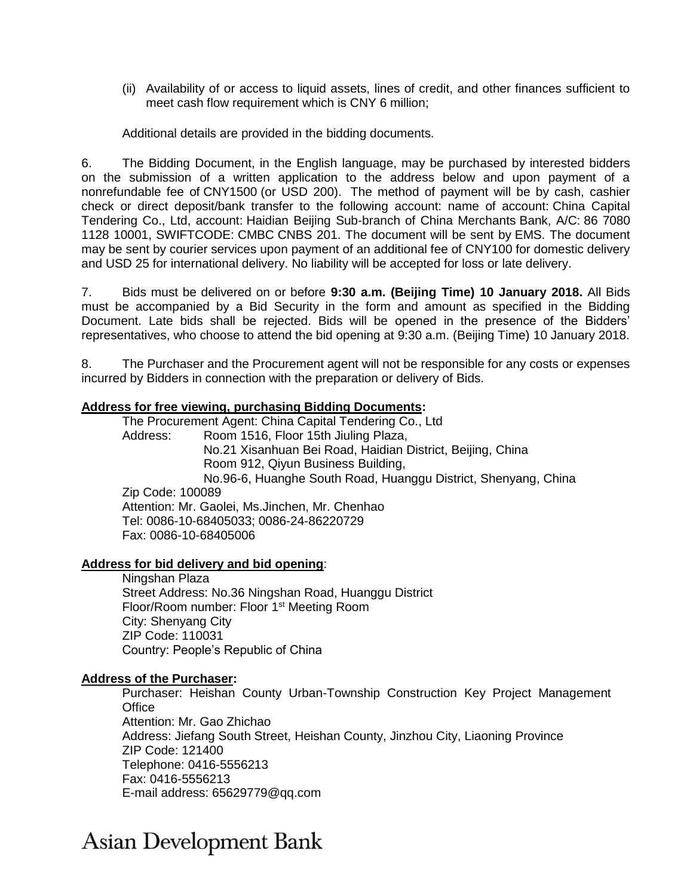(ii) Availability of or access to liquid assets, lines of credit, and other finances sufficient to meet cash flow requirement which is CNY 6 million;

Additional details are provided in the bidding documents.

6. The Bidding Document, in the English language, may be purchased by interested bidders on the submission of a written application to the address below and upon payment of a nonrefundable fee of CNY1500 (or USD 200). The method of payment will be by cash, cashier check or direct deposit/bank transfer to the following account: name of account: China Capital Tendering Co., Ltd, account: Haidian Beijing Sub-branch of China Merchants Bank, A/C: 86 7080 1128 10001, SWIFTCODE: CMBC CNBS 201. The document will be sent by EMS. The document may be sent by courier services upon payment of an additional fee of CNY100 for domestic delivery and USD 25 for international delivery. No liability will be accepted for loss or late delivery.

7. Bids must be delivered on or before **9:30 a.m. (Beijing Time) 10 January 2018.** All Bids must be accompanied by a Bid Security in the form and amount as specified in the Bidding Document. Late bids shall be rejected. Bids will be opened in the presence of the Bidders' representatives, who choose to attend the bid opening at 9:30 a.m. (Beijing Time) 10 January 2018.

8. The Purchaser and the Procurement agent will not be responsible for any costs or expenses incurred by Bidders in connection with the preparation or delivery of Bids.

**Address for free viewing, purchasing Bidding Documents:**

The Procurement Agent: China Capital Tendering Co., Ltd
Address: Room 1516, Floor 15th Jiuling Plaza,
No.21 Xisanhuan Bei Road, Haidian District, Beijing, China
Room 912, Qiyun Business Building,
No.96-6, Huanghe South Road, Huanggu District, Shenyang, China
Zip Code: 100089
Attention: Mr. Gaolei, Ms.Jinchen, Mr. Chenhao
Tel: 0086-10-68405033; 0086-24-86220729
Fax: 0086-10-68405006

**Address for bid delivery and bid opening:**

Ningshan Plaza
Street Address: No.36 Ningshan Road, Huanggu District
Floor/Room number: Floor 1st Meeting Room
City: Shenyang City
ZIP Code: 110031
Country: People's Republic of China

**Address of the Purchaser:**

Purchaser: Heishan County Urban-Township Construction Key Project Management Office
Attention: Mr. Gao Zhichao
Address: Jiefang South Street, Heishan County, Jinzhou City, Liaoning Province
ZIP Code: 121400
Telephone: 0416-5556213
Fax: 0416-5556213
E-mail address: 65629779@qq.com